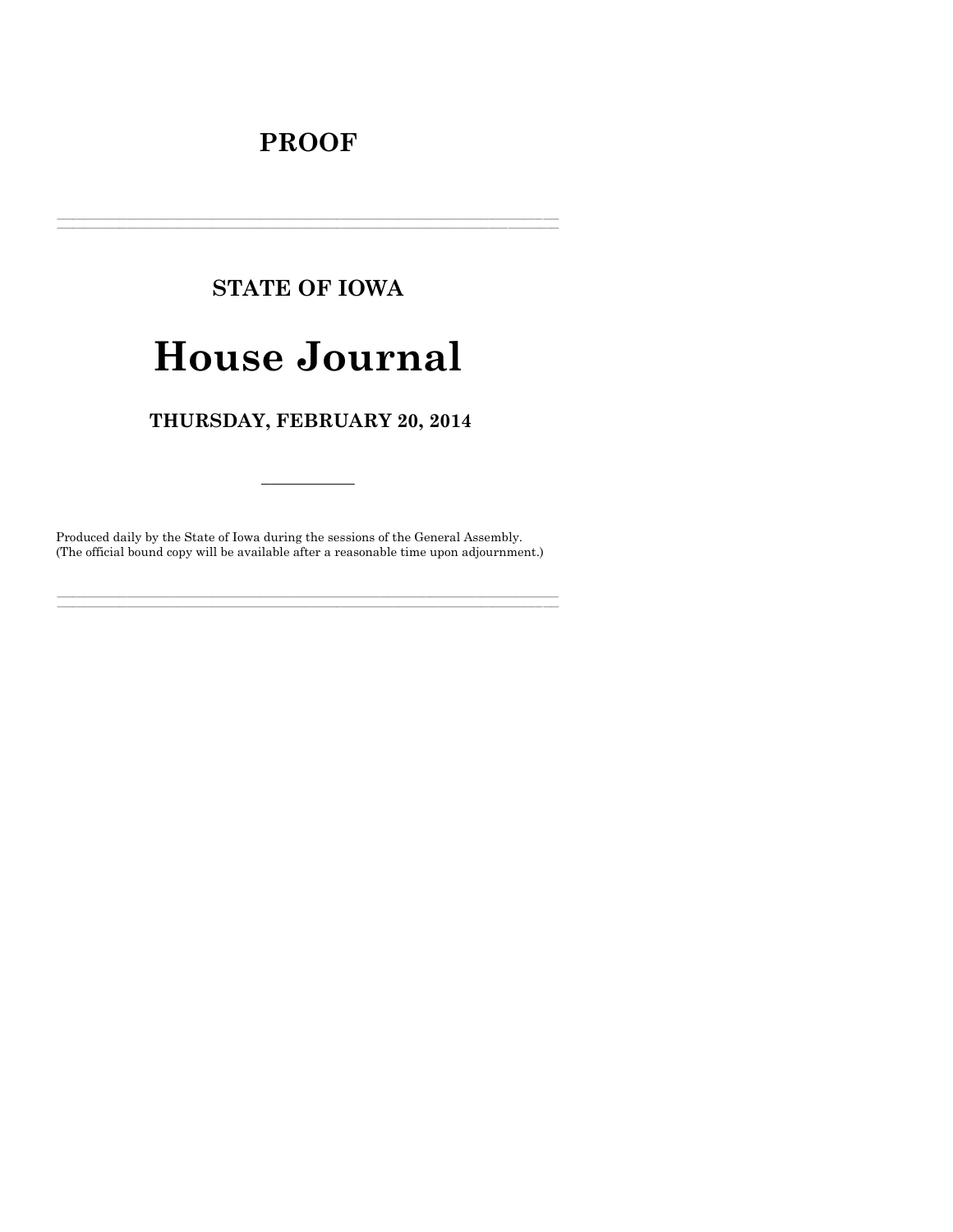# PROOF

---

## STATE OF IOWA

# House Journal

## THURSDAY, FEBRUARY 20, 2014

---

Produced daily by the State of Iowa during the sessions of the General Assembly.
(The official bound copy will be available after a reasonable time upon adjournment.)

---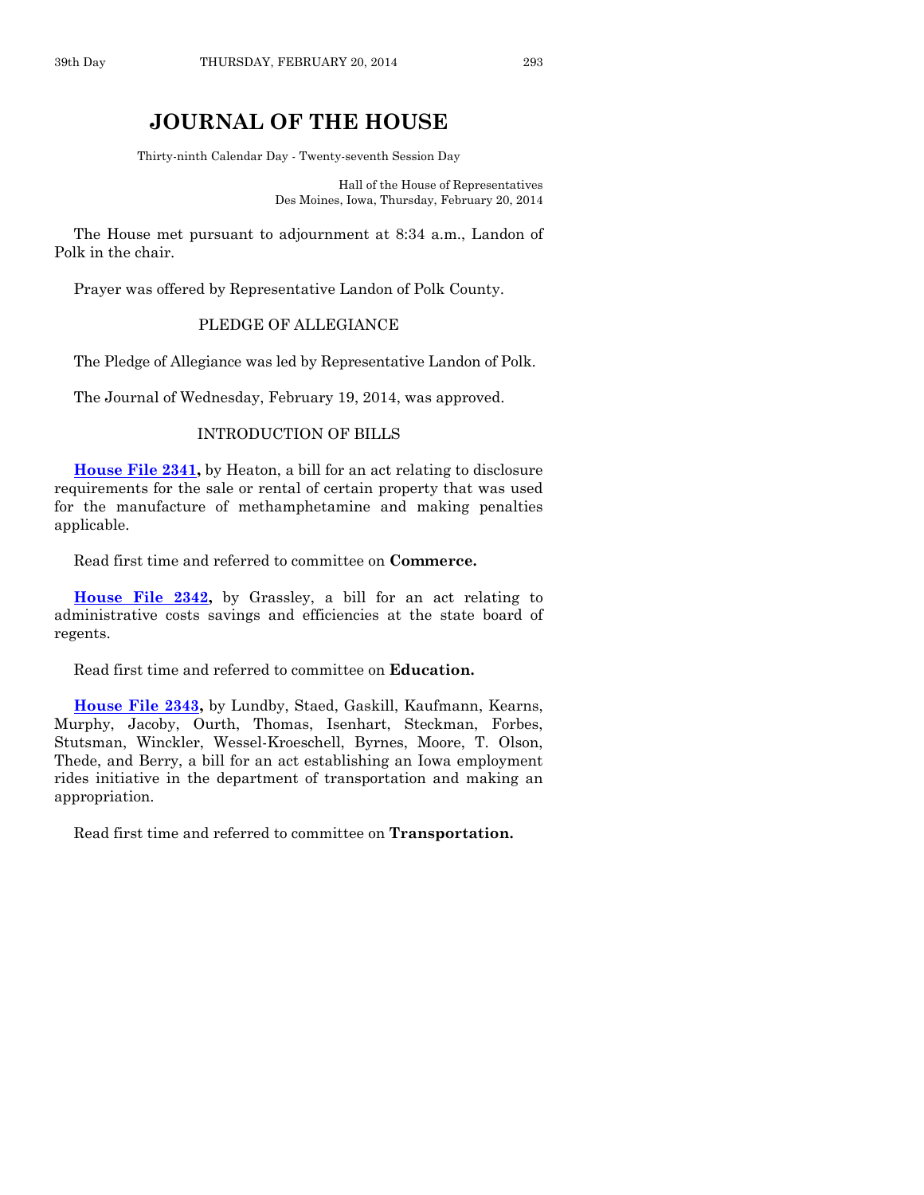# JOURNAL OF THE HOUSE

Thirty-ninth Calendar Day - Twenty-seventh Session Day

Hall of the House of Representatives
Des Moines, Iowa, Thursday, February 20, 2014

The House met pursuant to adjournment at 8:34 a.m., Landon of Polk in the chair.

Prayer was offered by Representative Landon of Polk County.

## PLEDGE OF ALLEGIANCE

The Pledge of Allegiance was led by Representative Landon of Polk.

The Journal of Wednesday, February 19, 2014, was approved.

## INTRODUCTION OF BILLS

**House File 2341,** by Heaton, a bill for an act relating to disclosure requirements for the sale or rental of certain property that was used for the manufacture of methamphetamine and making penalties applicable.

Read first time and referred to committee on **Commerce.**

**House File 2342,** by Grassley, a bill for an act relating to administrative costs savings and efficiencies at the state board of regents.

Read first time and referred to committee on **Education.**

**House File 2343,** by Lundby, Staed, Gaskill, Kaufmann, Kearns, Murphy, Jacoby, Ourth, Thomas, Isenhart, Steckman, Forbes, Stutsman, Winckler, Wessel-Kroeschell, Byrnes, Moore, T. Olson, Thede, and Berry, a bill for an act establishing an Iowa employment rides initiative in the department of transportation and making an appropriation.

Read first time and referred to committee on **Transportation.**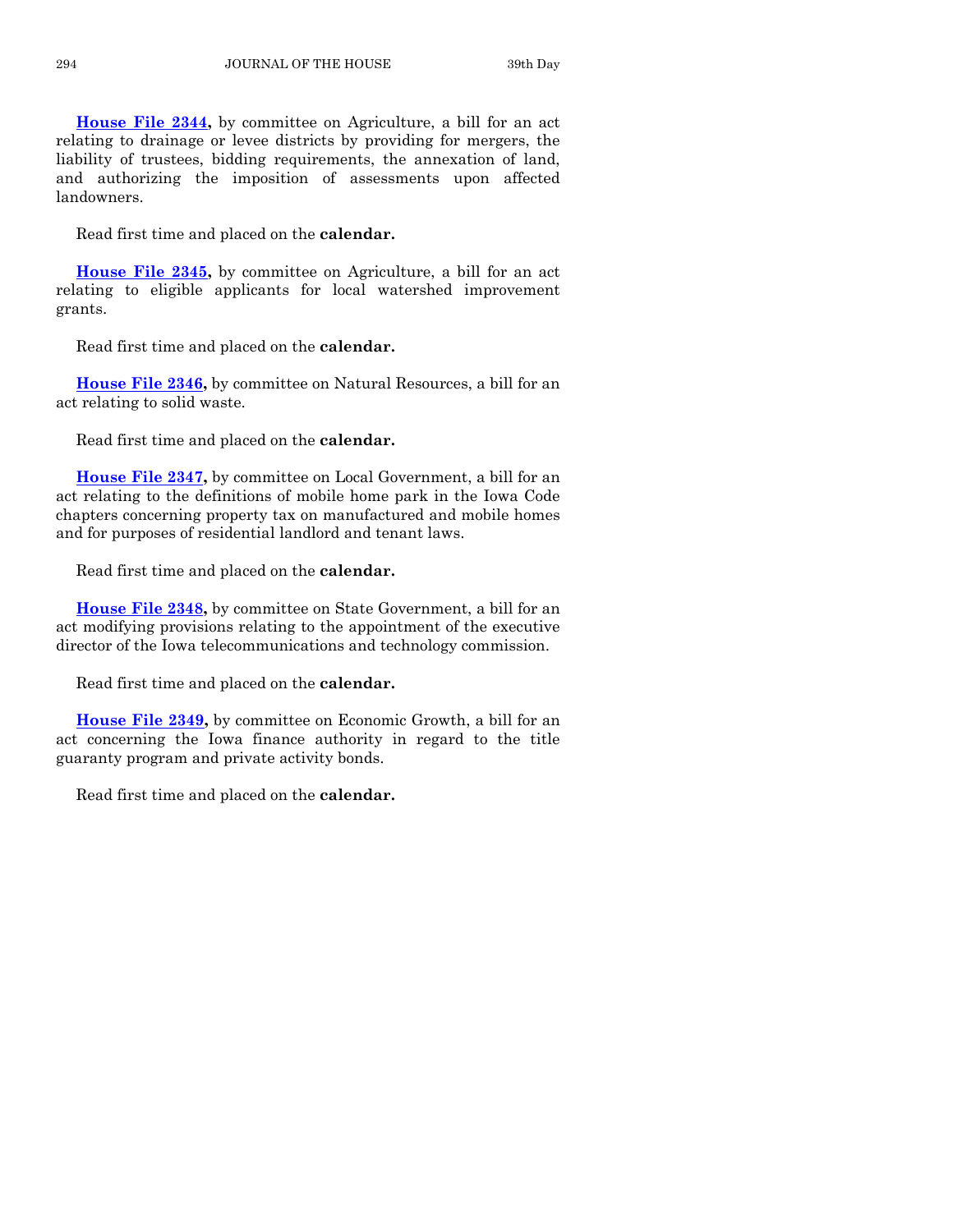**House File 2344,** by committee on Agriculture, a bill for an act relating to drainage or levee districts by providing for mergers, the liability of trustees, bidding requirements, the annexation of land, and authorizing the imposition of assessments upon affected landowners.

Read first time and placed on the **calendar.**

**House File 2345,** by committee on Agriculture, a bill for an act relating to eligible applicants for local watershed improvement grants.

Read first time and placed on the **calendar.**

**House File 2346,** by committee on Natural Resources, a bill for an act relating to solid waste.

Read first time and placed on the **calendar.**

**House File 2347,** by committee on Local Government, a bill for an act relating to the definitions of mobile home park in the Iowa Code chapters concerning property tax on manufactured and mobile homes and for purposes of residential landlord and tenant laws.

Read first time and placed on the **calendar.**

**House File 2348,** by committee on State Government, a bill for an act modifying provisions relating to the appointment of the executive director of the Iowa telecommunications and technology commission.

Read first time and placed on the **calendar.**

**House File 2349,** by committee on Economic Growth, a bill for an act concerning the Iowa finance authority in regard to the title guaranty program and private activity bonds.

Read first time and placed on the **calendar.**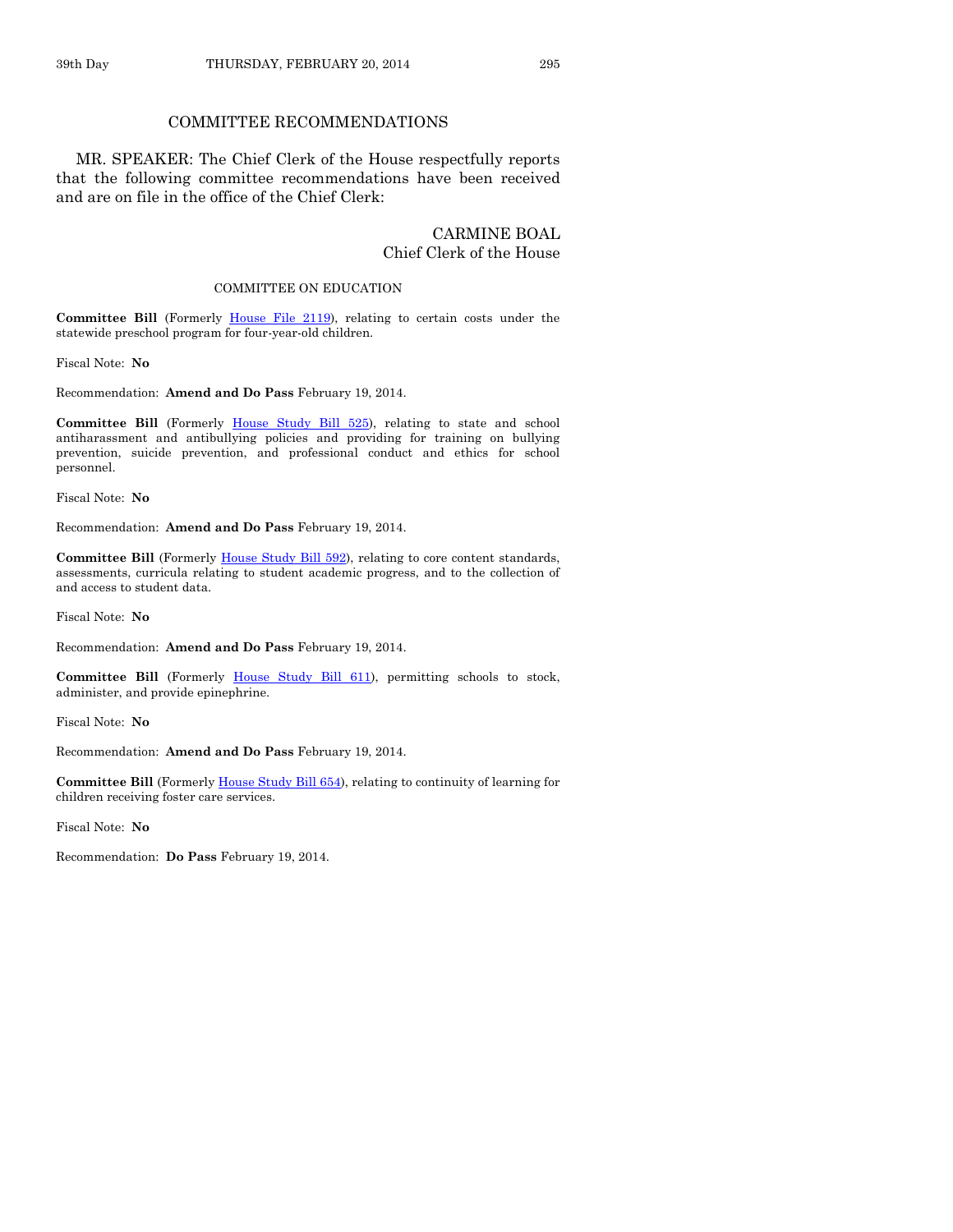## COMMITTEE RECOMMENDATIONS

MR. SPEAKER: The Chief Clerk of the House respectfully reports that the following committee recommendations have been received and are on file in the office of the Chief Clerk:

CARMINE BOAL
Chief Clerk of the House

### COMMITTEE ON EDUCATION

**Committee Bill** (Formerly House File 2119), relating to certain costs under the statewide preschool program for four-year-old children.

Fiscal Note: **No**

Recommendation: **Amend and Do Pass** February 19, 2014.

**Committee Bill** (Formerly House Study Bill 525), relating to state and school antiharassment and antibullying policies and providing for training on bullying prevention, suicide prevention, and professional conduct and ethics for school personnel.

Fiscal Note: **No**

Recommendation: **Amend and Do Pass** February 19, 2014.

**Committee Bill** (Formerly House Study Bill 592), relating to core content standards, assessments, curricula relating to student academic progress, and to the collection of and access to student data.

Fiscal Note: **No**

Recommendation: **Amend and Do Pass** February 19, 2014.

**Committee Bill** (Formerly House Study Bill 611), permitting schools to stock, administer, and provide epinephrine.

Fiscal Note: **No**

Recommendation: **Amend and Do Pass** February 19, 2014.

**Committee Bill** (Formerly House Study Bill 654), relating to continuity of learning for children receiving foster care services.

Fiscal Note: **No**

Recommendation: **Do Pass** February 19, 2014.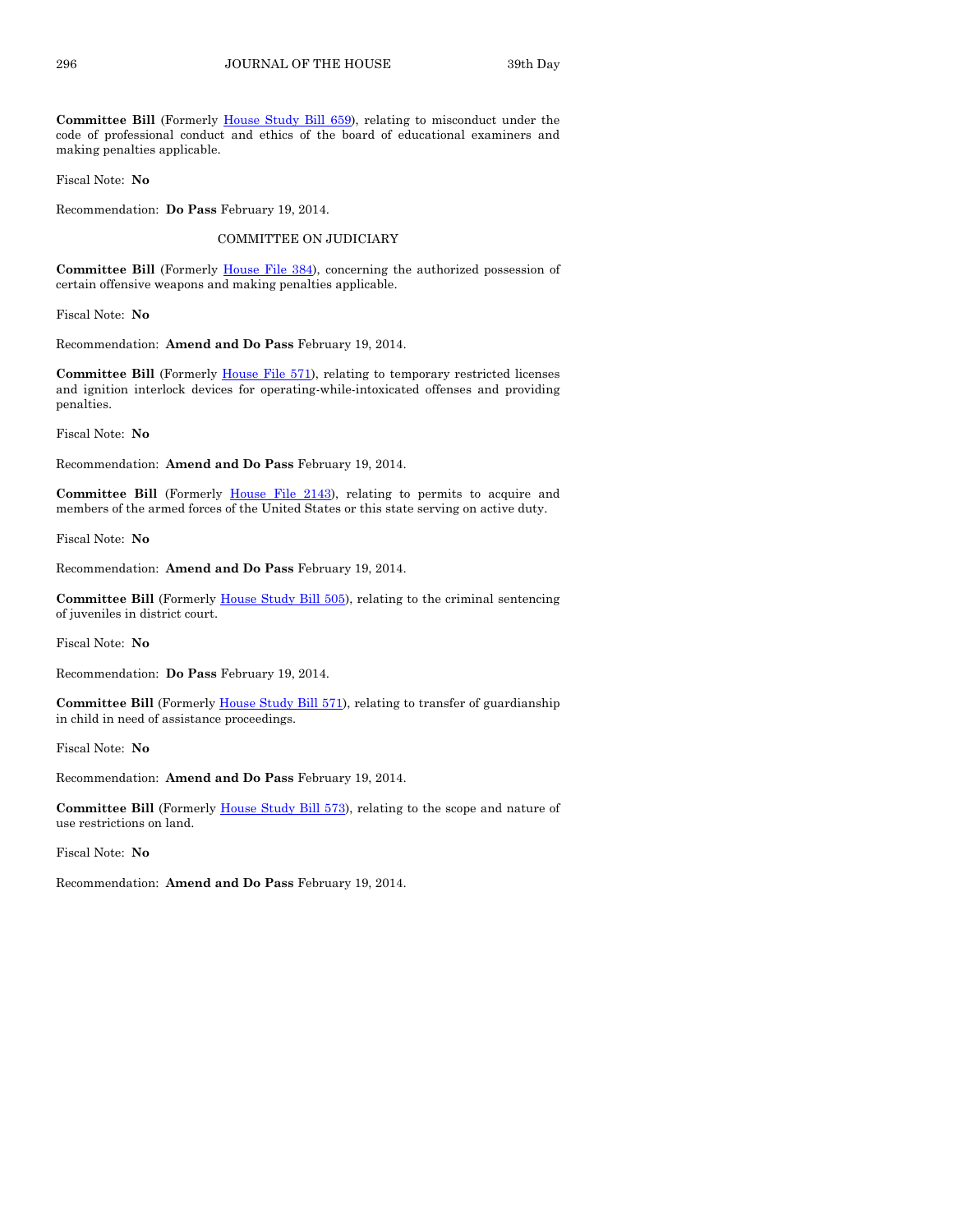**Committee Bill** (Formerly House Study Bill 659), relating to misconduct under the code of professional conduct and ethics of the board of educational examiners and making penalties applicable.

Fiscal Note: **No**

Recommendation: **Do Pass** February 19, 2014.

COMMITTEE ON JUDICIARY

**Committee Bill** (Formerly House File 384), concerning the authorized possession of certain offensive weapons and making penalties applicable.

Fiscal Note: **No**

Recommendation: **Amend and Do Pass** February 19, 2014.

**Committee Bill** (Formerly House File 571), relating to temporary restricted licenses and ignition interlock devices for operating-while-intoxicated offenses and providing penalties.

Fiscal Note: **No**

Recommendation: **Amend and Do Pass** February 19, 2014.

**Committee Bill** (Formerly House File 2143), relating to permits to acquire and members of the armed forces of the United States or this state serving on active duty.

Fiscal Note: **No**

Recommendation: **Amend and Do Pass** February 19, 2014.

**Committee Bill** (Formerly House Study Bill 505), relating to the criminal sentencing of juveniles in district court.

Fiscal Note: **No**

Recommendation: **Do Pass** February 19, 2014.

**Committee Bill** (Formerly House Study Bill 571), relating to transfer of guardianship in child in need of assistance proceedings.

Fiscal Note: **No**

Recommendation: **Amend and Do Pass** February 19, 2014.

**Committee Bill** (Formerly House Study Bill 573), relating to the scope and nature of use restrictions on land.

Fiscal Note: **No**

Recommendation: **Amend and Do Pass** February 19, 2014.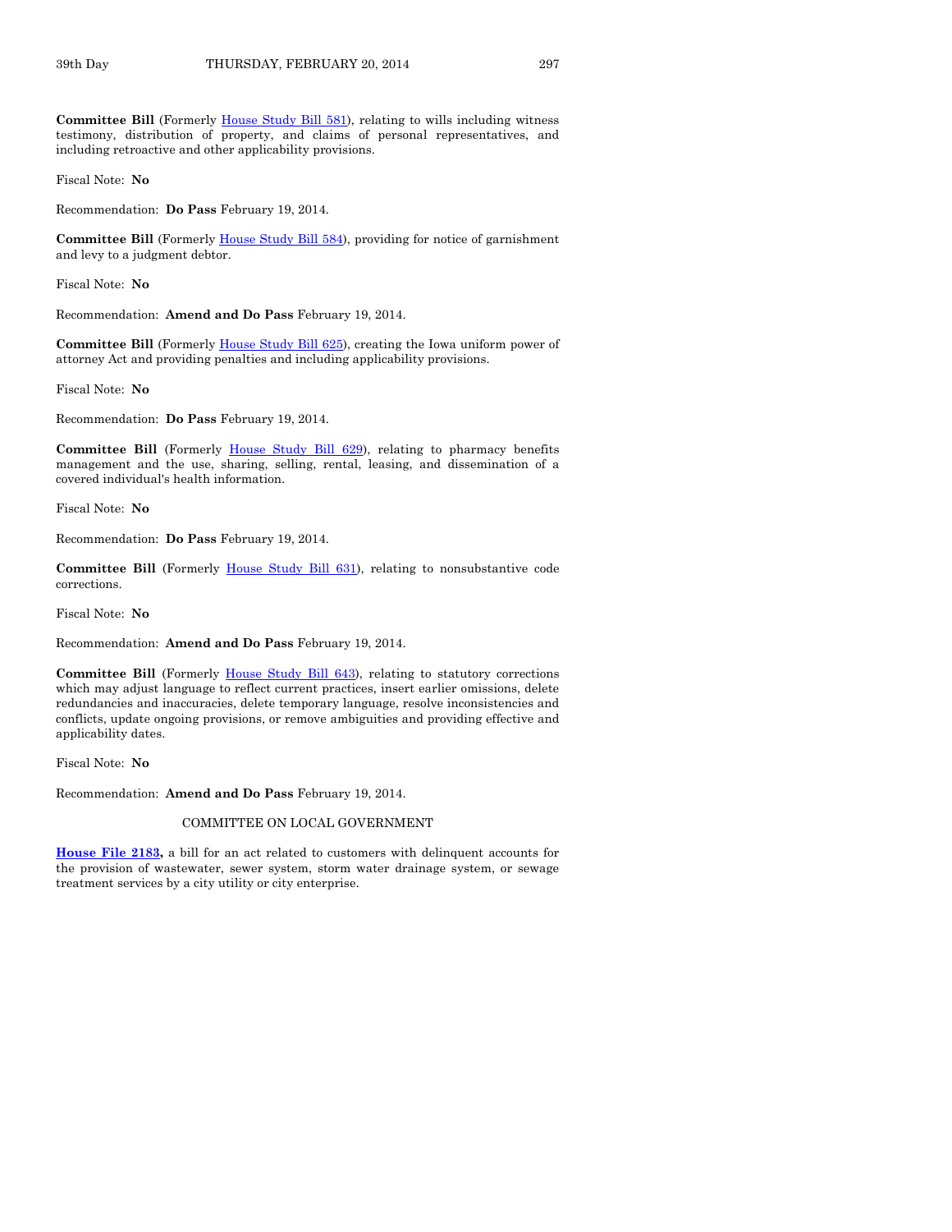**Committee Bill** (Formerly House Study Bill 581), relating to wills including witness testimony, distribution of property, and claims of personal representatives, and including retroactive and other applicability provisions.

Fiscal Note: **No**

Recommendation: **Do Pass** February 19, 2014.

**Committee Bill** (Formerly House Study Bill 584), providing for notice of garnishment and levy to a judgment debtor.

Fiscal Note: **No**

Recommendation: **Amend and Do Pass** February 19, 2014.

**Committee Bill** (Formerly House Study Bill 625), creating the Iowa uniform power of attorney Act and providing penalties and including applicability provisions.

Fiscal Note: **No**

Recommendation: **Do Pass** February 19, 2014.

**Committee Bill** (Formerly House Study Bill 629), relating to pharmacy benefits management and the use, sharing, selling, rental, leasing, and dissemination of a covered individual's health information.

Fiscal Note: **No**

Recommendation: **Do Pass** February 19, 2014.

**Committee Bill** (Formerly House Study Bill 631), relating to nonsubstantive code corrections.

Fiscal Note: **No**

Recommendation: **Amend and Do Pass** February 19, 2014.

**Committee Bill** (Formerly House Study Bill 643), relating to statutory corrections which may adjust language to reflect current practices, insert earlier omissions, delete redundancies and inaccuracies, delete temporary language, resolve inconsistencies and conflicts, update ongoing provisions, or remove ambiguities and providing effective and applicability dates.

Fiscal Note: **No**

Recommendation: **Amend and Do Pass** February 19, 2014.

## COMMITTEE ON LOCAL GOVERNMENT

**House File 2183,** a bill for an act related to customers with delinquent accounts for the provision of wastewater, sewer system, storm water drainage system, or sewage treatment services by a city utility or city enterprise.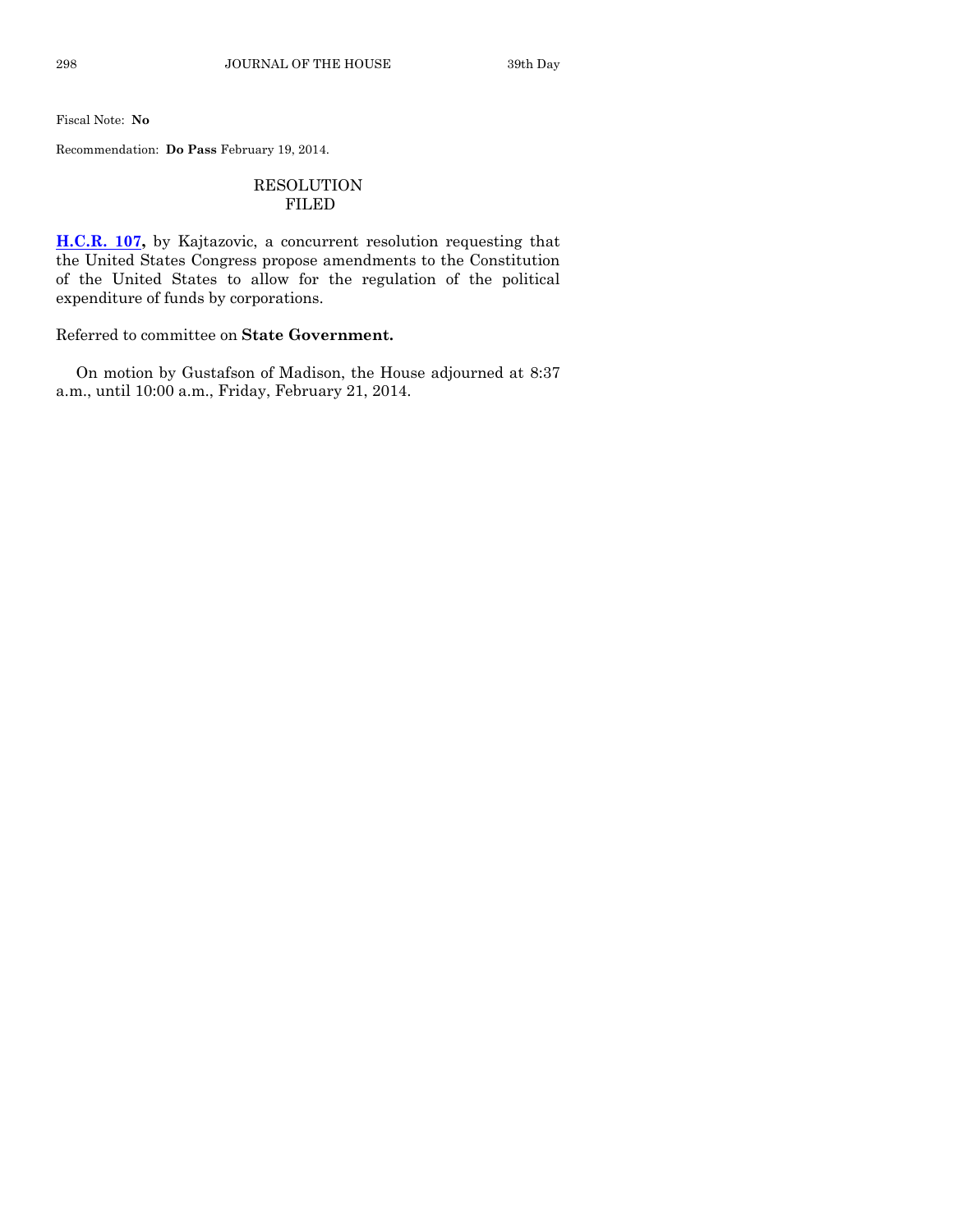Fiscal Note: **No**

Recommendation: **Do Pass** February 19, 2014.

## RESOLUTION FILED

**H.C.R. 107,** by Kajtazovic, a concurrent resolution requesting that the United States Congress propose amendments to the Constitution of the United States to allow for the regulation of the political expenditure of funds by corporations.

Referred to committee on **State Government.**

On motion by Gustafson of Madison, the House adjourned at 8:37 a.m., until 10:00 a.m., Friday, February 21, 2014.